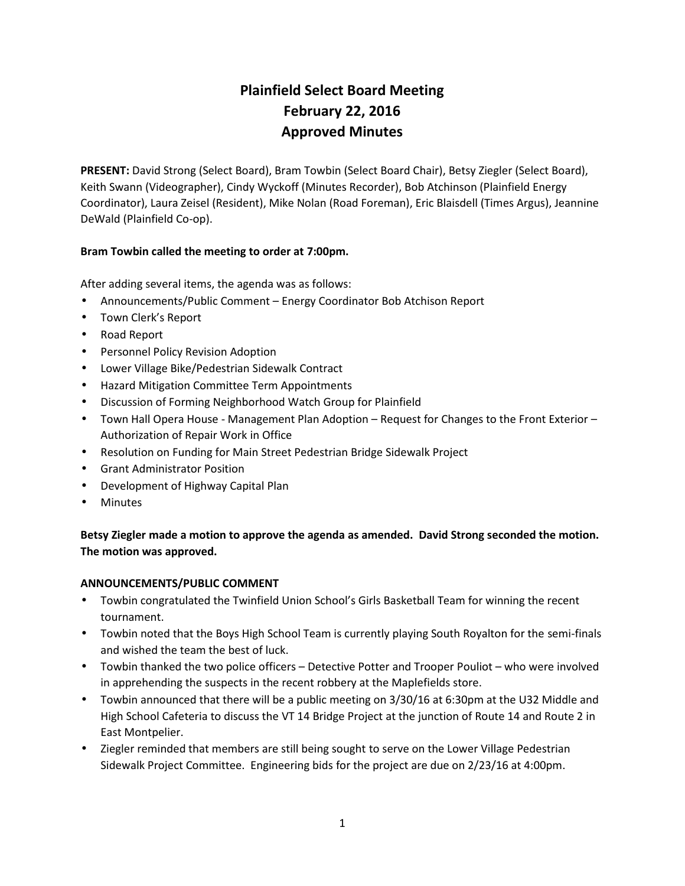# Plainfield Select Board Meeting
# February 22, 2016
# Approved Minutes

**PRESENT:** David Strong (Select Board), Bram Towbin (Select Board Chair), Betsy Ziegler (Select Board), Keith Swann (Videographer), Cindy Wyckoff (Minutes Recorder), Bob Atchinson (Plainfield Energy Coordinator), Laura Zeisel (Resident), Mike Nolan (Road Foreman), Eric Blaisdell (Times Argus), Jeannine DeWald (Plainfield Co-op).

**Bram Towbin called the meeting to order at 7:00pm.**

After adding several items, the agenda was as follows:

- Announcements/Public Comment – Energy Coordinator Bob Atchison Report
- Town Clerk's Report
- Road Report
- Personnel Policy Revision Adoption
- Lower Village Bike/Pedestrian Sidewalk Contract
- Hazard Mitigation Committee Term Appointments
- Discussion of Forming Neighborhood Watch Group for Plainfield
- Town Hall Opera House - Management Plan Adoption – Request for Changes to the Front Exterior – Authorization of Repair Work in Office
- Resolution on Funding for Main Street Pedestrian Bridge Sidewalk Project
- Grant Administrator Position
- Development of Highway Capital Plan
- Minutes

**Betsy Ziegler made a motion to approve the agenda as amended. David Strong seconded the motion. The motion was approved.**

**ANNOUNCEMENTS/PUBLIC COMMENT**

- Towbin congratulated the Twinfield Union School's Girls Basketball Team for winning the recent tournament.
- Towbin noted that the Boys High School Team is currently playing South Royalton for the semi-finals and wished the team the best of luck.
- Towbin thanked the two police officers – Detective Potter and Trooper Pouliot – who were involved in apprehending the suspects in the recent robbery at the Maplefields store.
- Towbin announced that there will be a public meeting on 3/30/16 at 6:30pm at the U32 Middle and High School Cafeteria to discuss the VT 14 Bridge Project at the junction of Route 14 and Route 2 in East Montpelier.
- Ziegler reminded that members are still being sought to serve on the Lower Village Pedestrian Sidewalk Project Committee. Engineering bids for the project are due on 2/23/16 at 4:00pm.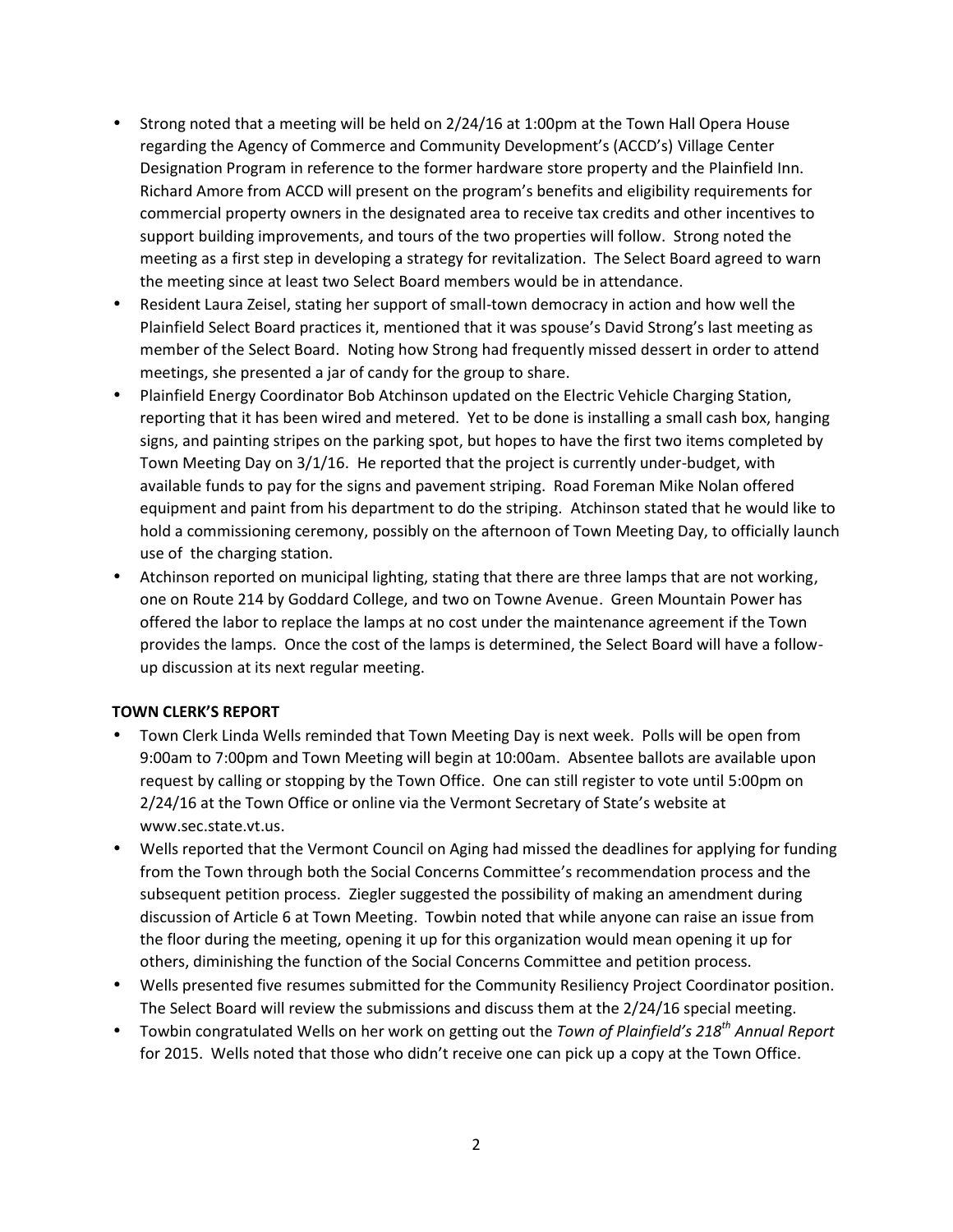- Strong noted that a meeting will be held on 2/24/16 at 1:00pm at the Town Hall Opera House regarding the Agency of Commerce and Community Development's (ACCD's) Village Center Designation Program in reference to the former hardware store property and the Plainfield Inn. Richard Amore from ACCD will present on the program's benefits and eligibility requirements for commercial property owners in the designated area to receive tax credits and other incentives to support building improvements, and tours of the two properties will follow. Strong noted the meeting as a first step in developing a strategy for revitalization. The Select Board agreed to warn the meeting since at least two Select Board members would be in attendance.
- Resident Laura Zeisel, stating her support of small-town democracy in action and how well the Plainfield Select Board practices it, mentioned that it was spouse's David Strong's last meeting as member of the Select Board. Noting how Strong had frequently missed dessert in order to attend meetings, she presented a jar of candy for the group to share.
- Plainfield Energy Coordinator Bob Atchinson updated on the Electric Vehicle Charging Station, reporting that it has been wired and metered. Yet to be done is installing a small cash box, hanging signs, and painting stripes on the parking spot, but hopes to have the first two items completed by Town Meeting Day on 3/1/16. He reported that the project is currently under-budget, with available funds to pay for the signs and pavement striping. Road Foreman Mike Nolan offered equipment and paint from his department to do the striping. Atchinson stated that he would like to hold a commissioning ceremony, possibly on the afternoon of Town Meeting Day, to officially launch use of the charging station.
- Atchinson reported on municipal lighting, stating that there are three lamps that are not working, one on Route 214 by Goddard College, and two on Towne Avenue. Green Mountain Power has offered the labor to replace the lamps at no cost under the maintenance agreement if the Town provides the lamps. Once the cost of the lamps is determined, the Select Board will have a follow-up discussion at its next regular meeting.

**TOWN CLERK'S REPORT**

- Town Clerk Linda Wells reminded that Town Meeting Day is next week. Polls will be open from 9:00am to 7:00pm and Town Meeting will begin at 10:00am. Absentee ballots are available upon request by calling or stopping by the Town Office. One can still register to vote until 5:00pm on 2/24/16 at the Town Office or online via the Vermont Secretary of State's website at www.sec.state.vt.us.
- Wells reported that the Vermont Council on Aging had missed the deadlines for applying for funding from the Town through both the Social Concerns Committee's recommendation process and the subsequent petition process. Ziegler suggested the possibility of making an amendment during discussion of Article 6 at Town Meeting. Towbin noted that while anyone can raise an issue from the floor during the meeting, opening it up for this organization would mean opening it up for others, diminishing the function of the Social Concerns Committee and petition process.
- Wells presented five resumes submitted for the Community Resiliency Project Coordinator position. The Select Board will review the submissions and discuss them at the 2/24/16 special meeting.
- Towbin congratulated Wells on her work on getting out the *Town of Plainfield's 218th Annual Report* for 2015. Wells noted that those who didn't receive one can pick up a copy at the Town Office.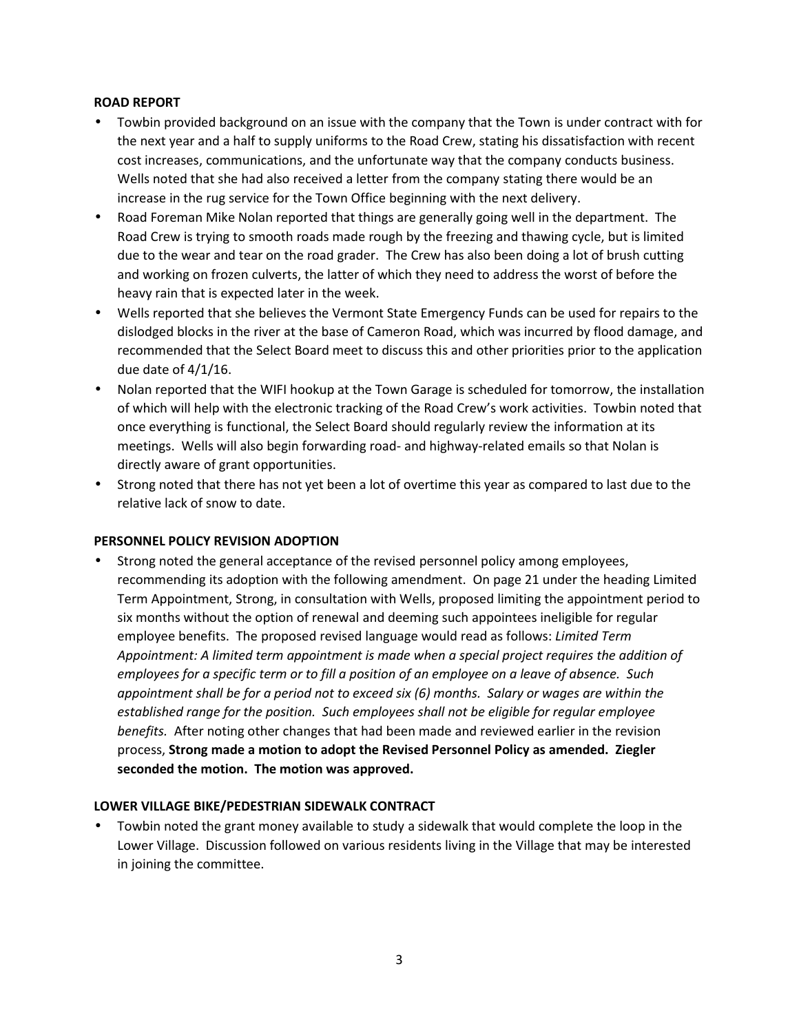**ROAD REPORT**

- Towbin provided background on an issue with the company that the Town is under contract with for the next year and a half to supply uniforms to the Road Crew, stating his dissatisfaction with recent cost increases, communications, and the unfortunate way that the company conducts business. Wells noted that she had also received a letter from the company stating there would be an increase in the rug service for the Town Office beginning with the next delivery.
- Road Foreman Mike Nolan reported that things are generally going well in the department. The Road Crew is trying to smooth roads made rough by the freezing and thawing cycle, but is limited due to the wear and tear on the road grader. The Crew has also been doing a lot of brush cutting and working on frozen culverts, the latter of which they need to address the worst of before the heavy rain that is expected later in the week.
- Wells reported that she believes the Vermont State Emergency Funds can be used for repairs to the dislodged blocks in the river at the base of Cameron Road, which was incurred by flood damage, and recommended that the Select Board meet to discuss this and other priorities prior to the application due date of 4/1/16.
- Nolan reported that the WIFI hookup at the Town Garage is scheduled for tomorrow, the installation of which will help with the electronic tracking of the Road Crew's work activities. Towbin noted that once everything is functional, the Select Board should regularly review the information at its meetings. Wells will also begin forwarding road- and highway-related emails so that Nolan is directly aware of grant opportunities.
- Strong noted that there has not yet been a lot of overtime this year as compared to last due to the relative lack of snow to date.

**PERSONNEL POLICY REVISION ADOPTION**

- Strong noted the general acceptance of the revised personnel policy among employees, recommending its adoption with the following amendment. On page 21 under the heading Limited Term Appointment, Strong, in consultation with Wells, proposed limiting the appointment period to six months without the option of renewal and deeming such appointees ineligible for regular employee benefits. The proposed revised language would read as follows: *Limited Term Appointment: A limited term appointment is made when a special project requires the addition of employees for a specific term or to fill a position of an employee on a leave of absence. Such appointment shall be for a period not to exceed six (6) months. Salary or wages are within the established range for the position. Such employees shall not be eligible for regular employee benefits.* After noting other changes that had been made and reviewed earlier in the revision process, **Strong made a motion to adopt the Revised Personnel Policy as amended. Ziegler seconded the motion. The motion was approved.**

**LOWER VILLAGE BIKE/PEDESTRIAN SIDEWALK CONTRACT**

- Towbin noted the grant money available to study a sidewalk that would complete the loop in the Lower Village. Discussion followed on various residents living in the Village that may be interested in joining the committee.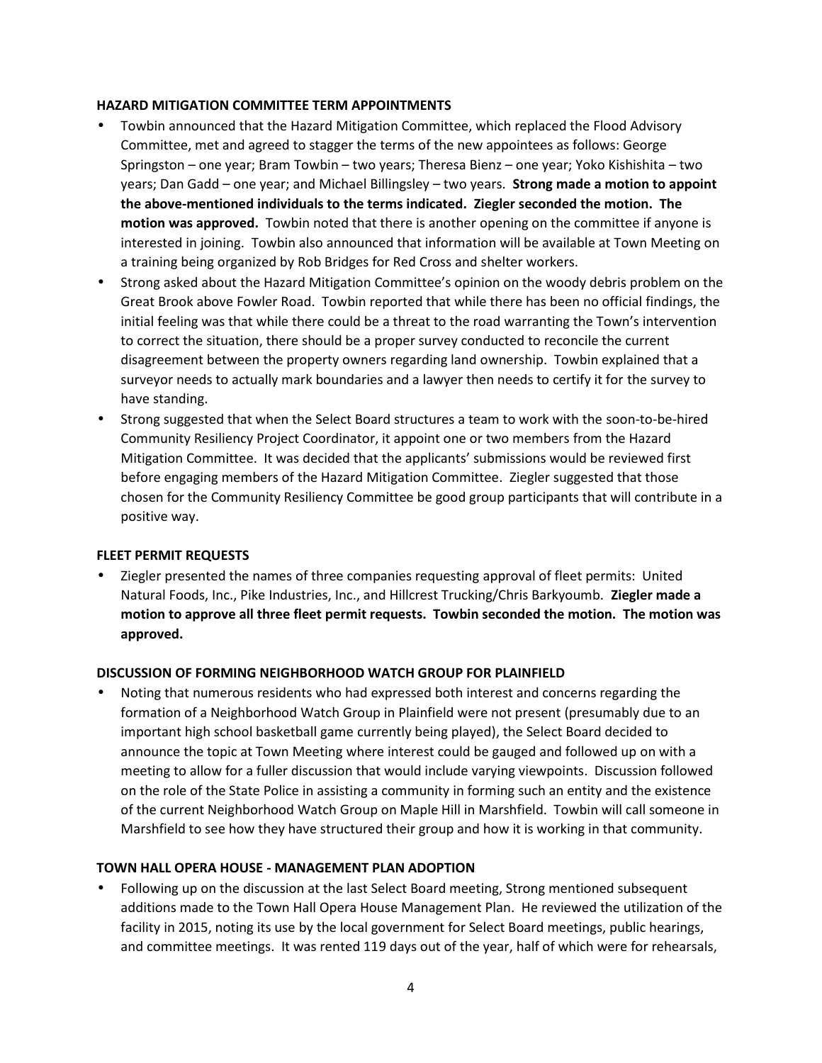**HAZARD MITIGATION COMMITTEE TERM APPOINTMENTS**

- Towbin announced that the Hazard Mitigation Committee, which replaced the Flood Advisory Committee, met and agreed to stagger the terms of the new appointees as follows: George Springston – one year; Bram Towbin – two years; Theresa Bienz – one year; Yoko Kishishita – two years; Dan Gadd – one year; and Michael Billingsley – two years. **Strong made a motion to appoint the above-mentioned individuals to the terms indicated. Ziegler seconded the motion. The motion was approved.** Towbin noted that there is another opening on the committee if anyone is interested in joining. Towbin also announced that information will be available at Town Meeting on a training being organized by Rob Bridges for Red Cross and shelter workers.
- Strong asked about the Hazard Mitigation Committee's opinion on the woody debris problem on the Great Brook above Fowler Road. Towbin reported that while there has been no official findings, the initial feeling was that while there could be a threat to the road warranting the Town's intervention to correct the situation, there should be a proper survey conducted to reconcile the current disagreement between the property owners regarding land ownership. Towbin explained that a surveyor needs to actually mark boundaries and a lawyer then needs to certify it for the survey to have standing.
- Strong suggested that when the Select Board structures a team to work with the soon-to-be-hired Community Resiliency Project Coordinator, it appoint one or two members from the Hazard Mitigation Committee. It was decided that the applicants' submissions would be reviewed first before engaging members of the Hazard Mitigation Committee. Ziegler suggested that those chosen for the Community Resiliency Committee be good group participants that will contribute in a positive way.

**FLEET PERMIT REQUESTS**

- Ziegler presented the names of three companies requesting approval of fleet permits: United Natural Foods, Inc., Pike Industries, Inc., and Hillcrest Trucking/Chris Barkyoumb. **Ziegler made a motion to approve all three fleet permit requests. Towbin seconded the motion. The motion was approved.**

**DISCUSSION OF FORMING NEIGHBORHOOD WATCH GROUP FOR PLAINFIELD**

- Noting that numerous residents who had expressed both interest and concerns regarding the formation of a Neighborhood Watch Group in Plainfield were not present (presumably due to an important high school basketball game currently being played), the Select Board decided to announce the topic at Town Meeting where interest could be gauged and followed up on with a meeting to allow for a fuller discussion that would include varying viewpoints. Discussion followed on the role of the State Police in assisting a community in forming such an entity and the existence of the current Neighborhood Watch Group on Maple Hill in Marshfield. Towbin will call someone in Marshfield to see how they have structured their group and how it is working in that community.

**TOWN HALL OPERA HOUSE - MANAGEMENT PLAN ADOPTION**

- Following up on the discussion at the last Select Board meeting, Strong mentioned subsequent additions made to the Town Hall Opera House Management Plan. He reviewed the utilization of the facility in 2015, noting its use by the local government for Select Board meetings, public hearings, and committee meetings. It was rented 119 days out of the year, half of which were for rehearsals,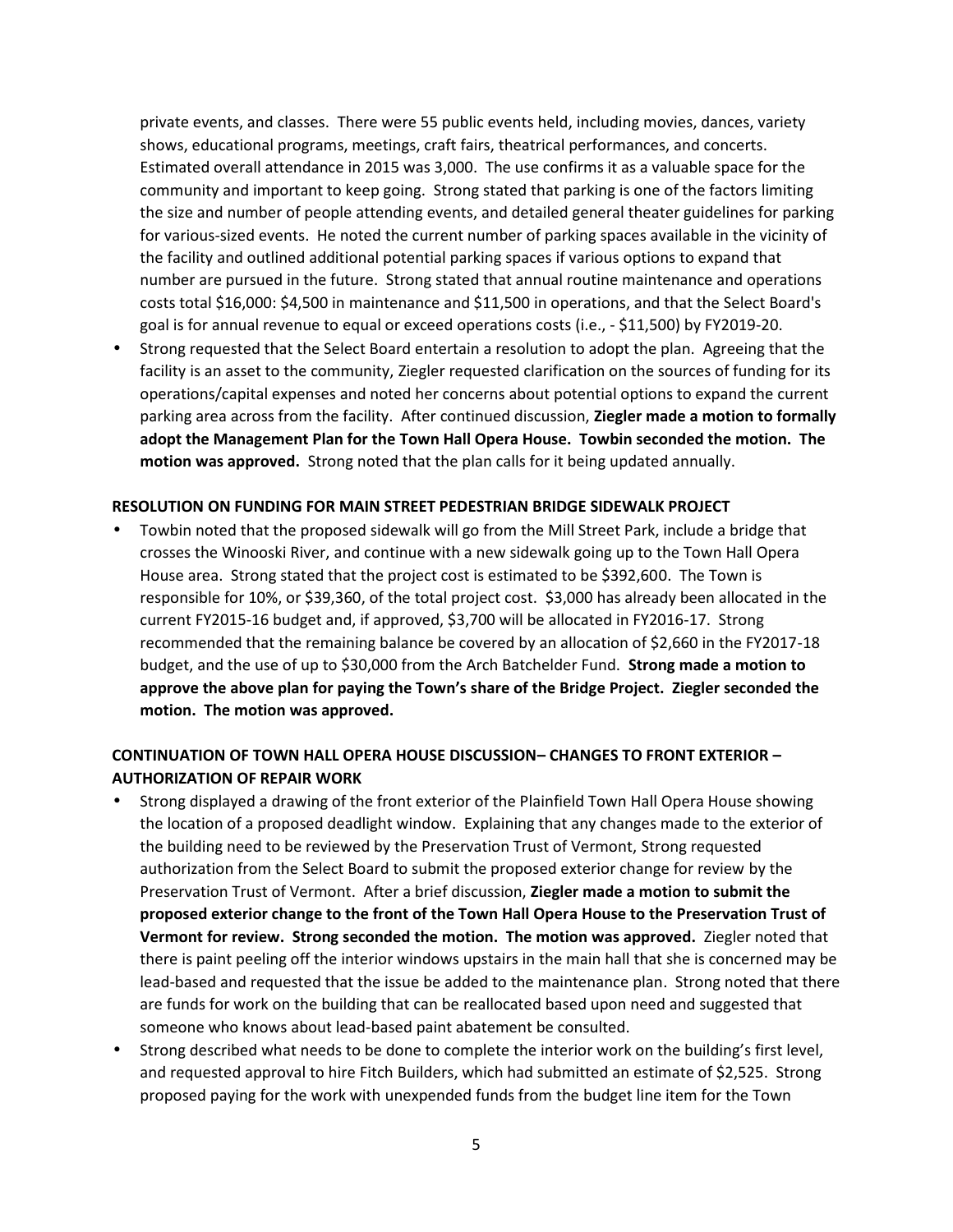private events, and classes. There were 55 public events held, including movies, dances, variety shows, educational programs, meetings, craft fairs, theatrical performances, and concerts. Estimated overall attendance in 2015 was 3,000. The use confirms it as a valuable space for the community and important to keep going. Strong stated that parking is one of the factors limiting the size and number of people attending events, and detailed general theater guidelines for parking for various-sized events. He noted the current number of parking spaces available in the vicinity of the facility and outlined additional potential parking spaces if various options to expand that number are pursued in the future. Strong stated that annual routine maintenance and operations costs total $16,000: $4,500 in maintenance and $11,500 in operations, and that the Select Board's goal is for annual revenue to equal or exceed operations costs (i.e., - $11,500) by FY2019-20.

- Strong requested that the Select Board entertain a resolution to adopt the plan. Agreeing that the facility is an asset to the community, Ziegler requested clarification on the sources of funding for its operations/capital expenses and noted her concerns about potential options to expand the current parking area across from the facility. After continued discussion, **Ziegler made a motion to formally adopt the Management Plan for the Town Hall Opera House. Towbin seconded the motion. The motion was approved.** Strong noted that the plan calls for it being updated annually.

**RESOLUTION ON FUNDING FOR MAIN STREET PEDESTRIAN BRIDGE SIDEWALK PROJECT**

- Towbin noted that the proposed sidewalk will go from the Mill Street Park, include a bridge that crosses the Winooski River, and continue with a new sidewalk going up to the Town Hall Opera House area. Strong stated that the project cost is estimated to be $392,600. The Town is responsible for 10%, or $39,360, of the total project cost. $3,000 has already been allocated in the current FY2015-16 budget and, if approved, $3,700 will be allocated in FY2016-17. Strong recommended that the remaining balance be covered by an allocation of $2,660 in the FY2017-18 budget, and the use of up to $30,000 from the Arch Batchelder Fund. **Strong made a motion to approve the above plan for paying the Town's share of the Bridge Project. Ziegler seconded the motion. The motion was approved.**

**CONTINUATION OF TOWN HALL OPERA HOUSE DISCUSSION– CHANGES TO FRONT EXTERIOR – AUTHORIZATION OF REPAIR WORK**

- Strong displayed a drawing of the front exterior of the Plainfield Town Hall Opera House showing the location of a proposed deadlight window. Explaining that any changes made to the exterior of the building need to be reviewed by the Preservation Trust of Vermont, Strong requested authorization from the Select Board to submit the proposed exterior change for review by the Preservation Trust of Vermont. After a brief discussion, **Ziegler made a motion to submit the proposed exterior change to the front of the Town Hall Opera House to the Preservation Trust of Vermont for review. Strong seconded the motion. The motion was approved.** Ziegler noted that there is paint peeling off the interior windows upstairs in the main hall that she is concerned may be lead-based and requested that the issue be added to the maintenance plan. Strong noted that there are funds for work on the building that can be reallocated based upon need and suggested that someone who knows about lead-based paint abatement be consulted.
- Strong described what needs to be done to complete the interior work on the building's first level, and requested approval to hire Fitch Builders, which had submitted an estimate of $2,525. Strong proposed paying for the work with unexpended funds from the budget line item for the Town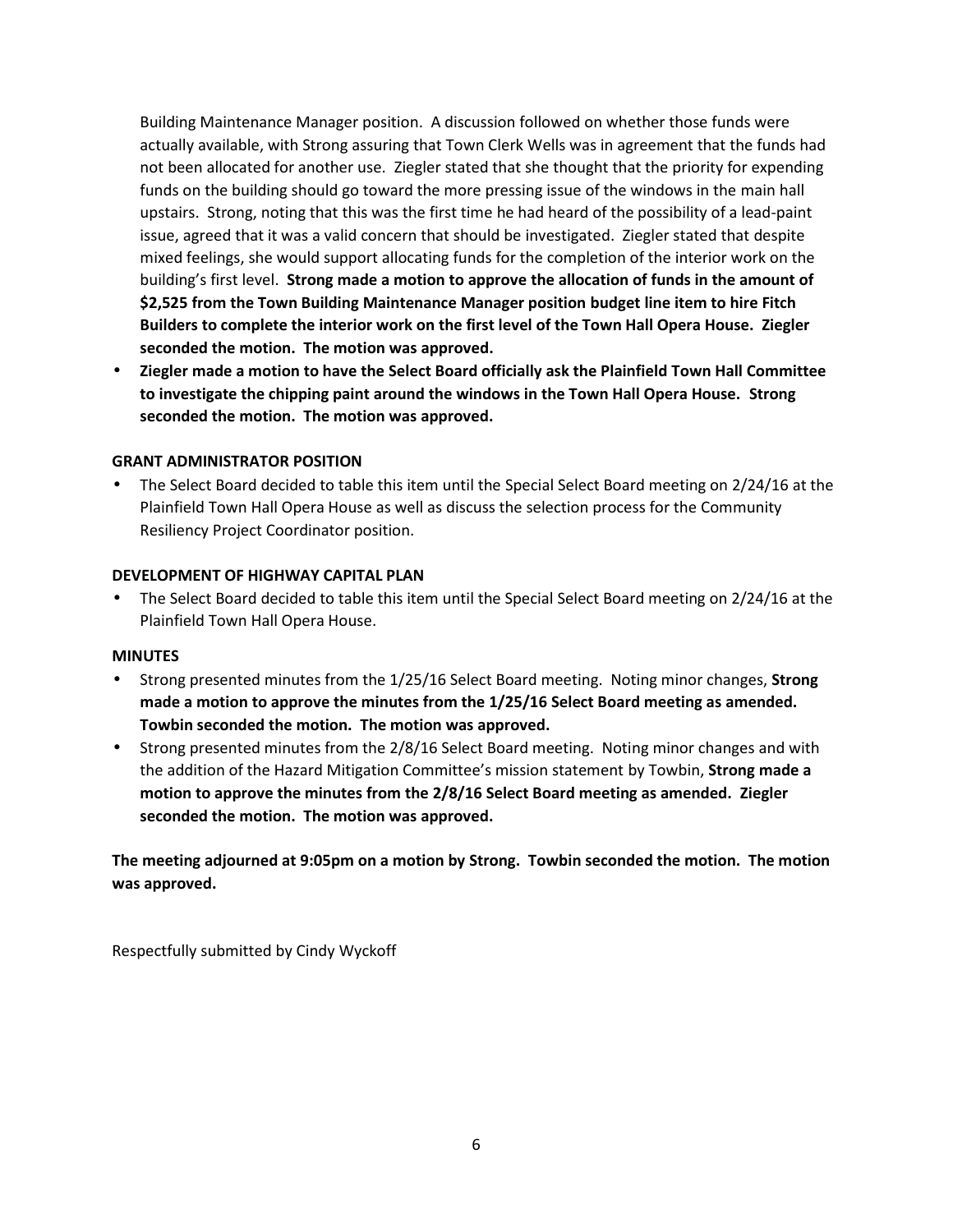Building Maintenance Manager position. A discussion followed on whether those funds were actually available, with Strong assuring that Town Clerk Wells was in agreement that the funds had not been allocated for another use. Ziegler stated that she thought that the priority for expending funds on the building should go toward the more pressing issue of the windows in the main hall upstairs. Strong, noting that this was the first time he had heard of the possibility of a lead-paint issue, agreed that it was a valid concern that should be investigated. Ziegler stated that despite mixed feelings, she would support allocating funds for the completion of the interior work on the building's first level. **Strong made a motion to approve the allocation of funds in the amount of $2,525 from the Town Building Maintenance Manager position budget line item to hire Fitch Builders to complete the interior work on the first level of the Town Hall Opera House. Ziegler seconded the motion. The motion was approved.**

- **Ziegler made a motion to have the Select Board officially ask the Plainfield Town Hall Committee to investigate the chipping paint around the windows in the Town Hall Opera House. Strong seconded the motion. The motion was approved.**

**GRANT ADMINISTRATOR POSITION**

- The Select Board decided to table this item until the Special Select Board meeting on 2/24/16 at the Plainfield Town Hall Opera House as well as discuss the selection process for the Community Resiliency Project Coordinator position.

**DEVELOPMENT OF HIGHWAY CAPITAL PLAN**

- The Select Board decided to table this item until the Special Select Board meeting on 2/24/16 at the Plainfield Town Hall Opera House.

**MINUTES**

- Strong presented minutes from the 1/25/16 Select Board meeting. Noting minor changes, **Strong made a motion to approve the minutes from the 1/25/16 Select Board meeting as amended. Towbin seconded the motion. The motion was approved.**
- Strong presented minutes from the 2/8/16 Select Board meeting. Noting minor changes and with the addition of the Hazard Mitigation Committee's mission statement by Towbin, **Strong made a motion to approve the minutes from the 2/8/16 Select Board meeting as amended. Ziegler seconded the motion. The motion was approved.**

**The meeting adjourned at 9:05pm on a motion by Strong. Towbin seconded the motion. The motion was approved.**

Respectfully submitted by Cindy Wyckoff